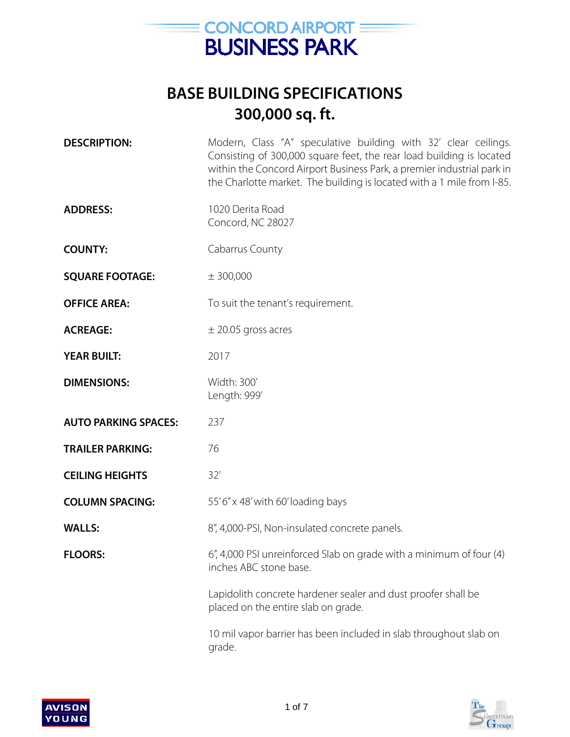# CONCORD AIRPORT BUSINESS PARK

## BASE BUILDING SPECIFICATIONS
## 300,000 sq. ft.

**DESCRIPTION:** Modern, Class "A" speculative building with 32' clear ceilings. Consisting of 300,000 square feet, the rear load building is located within the Concord Airport Business Park, a premier industrial park in the Charlotte market. The building is located with a 1 mile from I-85.

**ADDRESS:** 1020 Derita Road
Concord, NC 28027

**COUNTY:** Cabarrus County

**SQUARE FOOTAGE:** ± 300,000

**OFFICE AREA:** To suit the tenant's requirement.

**ACREAGE:** ± 20.05 gross acres

**YEAR BUILT:** 2017

**DIMENSIONS:** Width: 300'
Length: 999'

**AUTO PARKING SPACES:** 237

**TRAILER PARKING:** 76

**CEILING HEIGHTS** 32'

**COLUMN SPACING:** 55' 6" x 48' with 60' loading bays

**WALLS:** 8", 4,000-PSI, Non-insulated concrete panels.

**FLOORS:** 6", 4,000 PSI unreinforced Slab on grade with a minimum of four (4) inches ABC stone base.

Lapidolith concrete hardener sealer and dust proofer shall be placed on the entire slab on grade.

10 mil vapor barrier has been included in slab throughout slab on grade.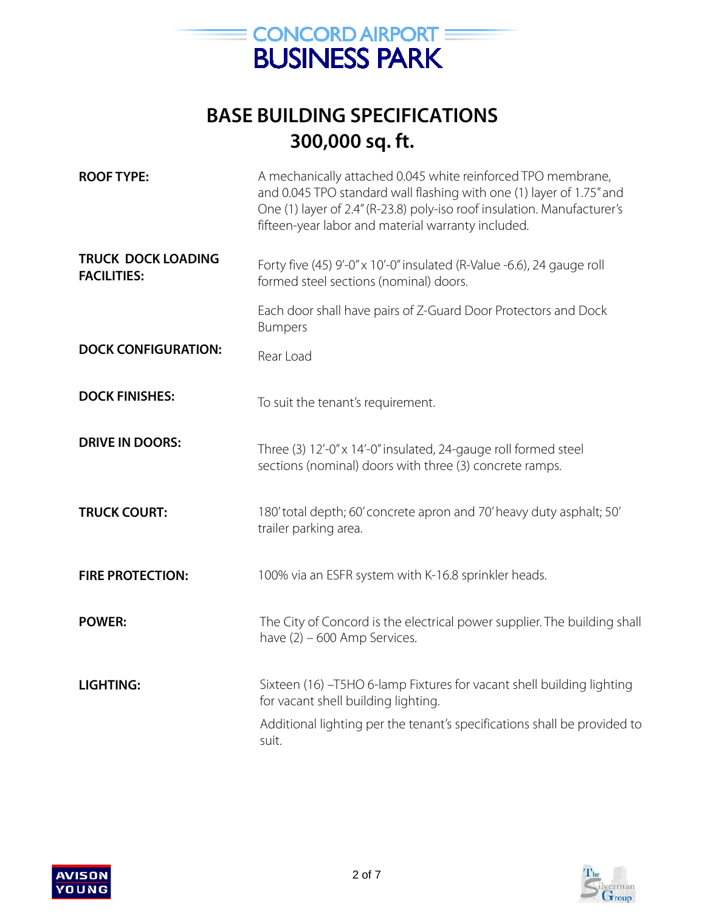# CONCORD AIRPORT BUSINESS PARK

## BASE BUILDING SPECIFICATIONS
## 300,000 sq. ft.

**ROOF TYPE:** A mechanically attached 0.045 white reinforced TPO membrane, and 0.045 TPO standard wall flashing with one (1) layer of 1.75" and One (1) layer of 2.4" (R-23.8) poly-iso roof insulation. Manufacturer's fifteen-year labor and material warranty included.

**TRUCK DOCK LOADING FACILITIES:** Forty five (45) 9'-0" x 10'-0" insulated (R-Value -6.6), 24 gauge roll formed steel sections (nominal) doors.

Each door shall have pairs of Z-Guard Door Protectors and Dock Bumpers

**DOCK CONFIGURATION:** Rear Load

**DOCK FINISHES:** To suit the tenant's requirement.

**DRIVE IN DOORS:** Three (3) 12'-0" x 14'-0" insulated, 24-gauge roll formed steel sections (nominal) doors with three (3) concrete ramps.

**TRUCK COURT:** 180' total depth; 60' concrete apron and 70' heavy duty asphalt; 50' trailer parking area.

**FIRE PROTECTION:** 100% via an ESFR system with K-16.8 sprinkler heads.

**POWER:** The City of Concord is the electrical power supplier. The building shall have (2) – 600 Amp Services.

**LIGHTING:** Sixteen (16) –T5HO 6-lamp Fixtures for vacant shell building lighting for vacant shell building lighting.

Additional lighting per the tenant's specifications shall be provided to suit.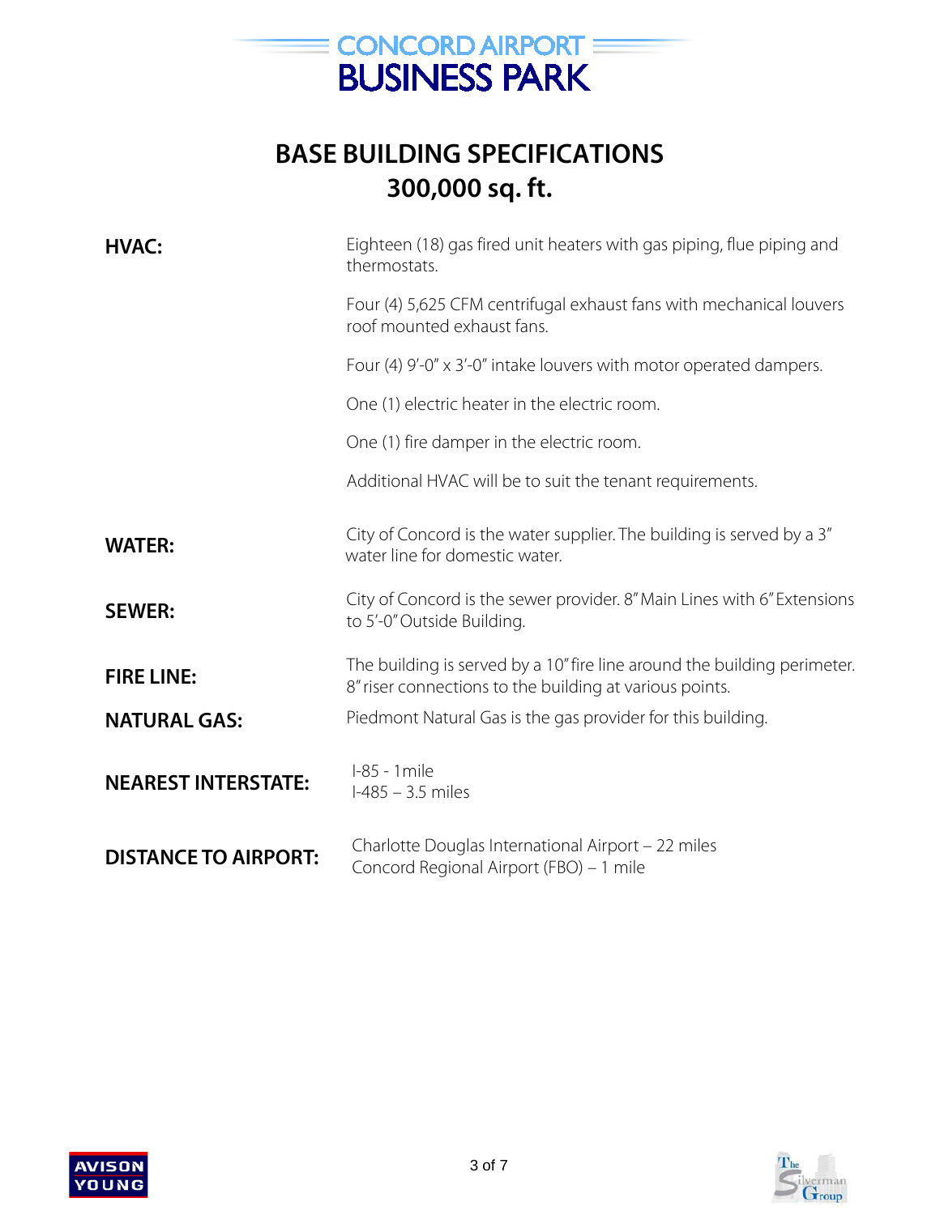# CONCORD AIRPORT BUSINESS PARK

## BASE BUILDING SPECIFICATIONS
## 300,000 sq. ft.

**HVAC:**

Eighteen (18) gas fired unit heaters with gas piping, flue piping and thermostats.

Four (4) 5,625 CFM centrifugal exhaust fans with mechanical louvers roof mounted exhaust fans.

Four (4) 9'-0" x 3'-0" intake louvers with motor operated dampers.

One (1) electric heater in the electric room.

One (1) fire damper in the electric room.

Additional HVAC will be to suit the tenant requirements.

**WATER:**

City of Concord is the water supplier. The building is served by a 3" water line for domestic water.

**SEWER:**

City of Concord is the sewer provider. 8" Main Lines with 6" Extensions to 5'-0" Outside Building.

**FIRE LINE:**

The building is served by a 10" fire line around the building perimeter. 8" riser connections to the building at various points.

**NATURAL GAS:**

Piedmont Natural Gas is the gas provider for this building.

**NEAREST INTERSTATE:**

I-85 - 1mile
I-485 – 3.5 miles

**DISTANCE TO AIRPORT:**

Charlotte Douglas International Airport – 22 miles
Concord Regional Airport (FBO) – 1 mile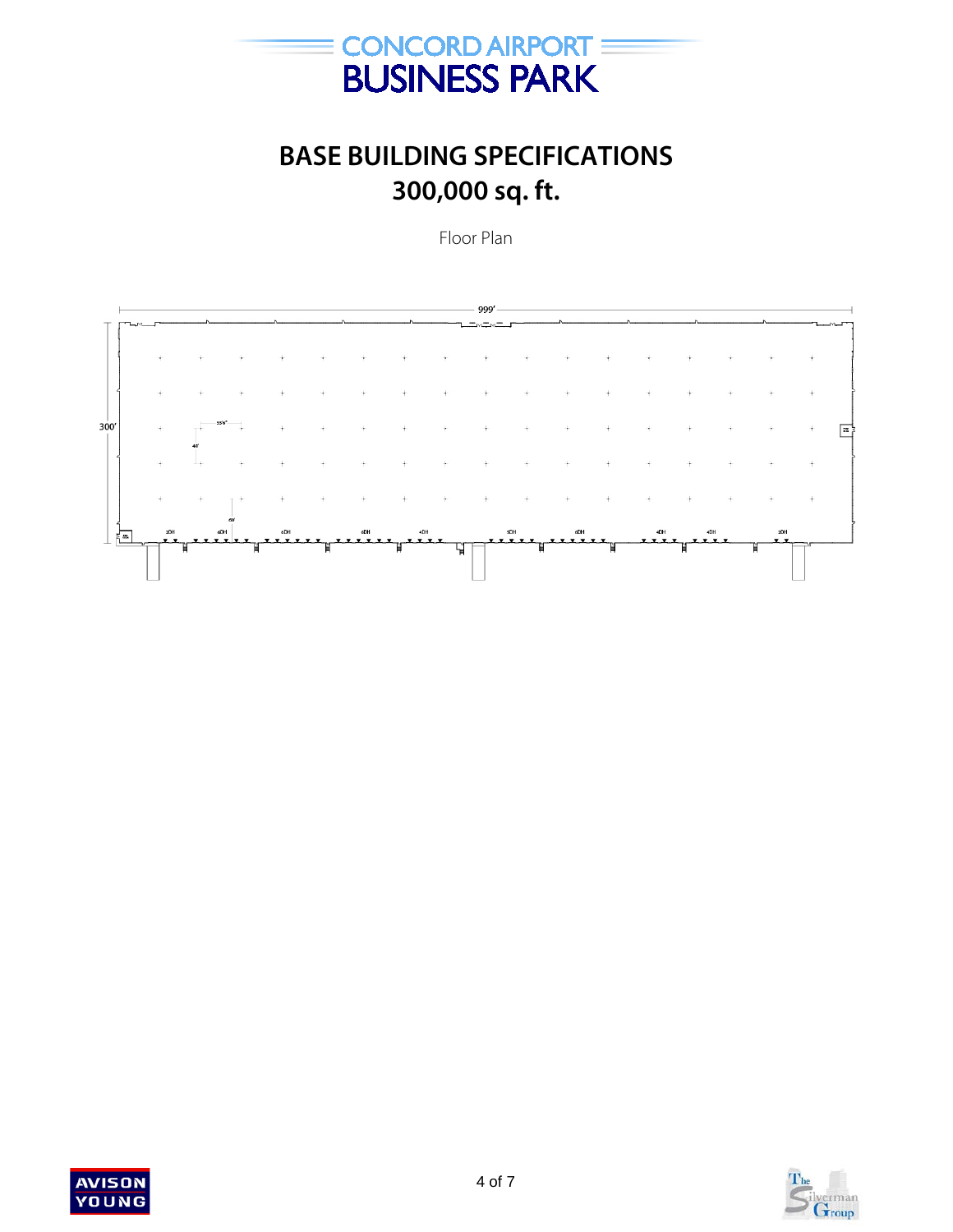# CONCORD AIRPORT BUSINESS PARK

## BASE BUILDING SPECIFICATIONS
## 300,000 sq. ft.

Floor Plan

999'

300'

55'6"

48'

60'

2DH 6DH 6DH 6DH 4DH 5DH 6DH 4DH 4DH 2DH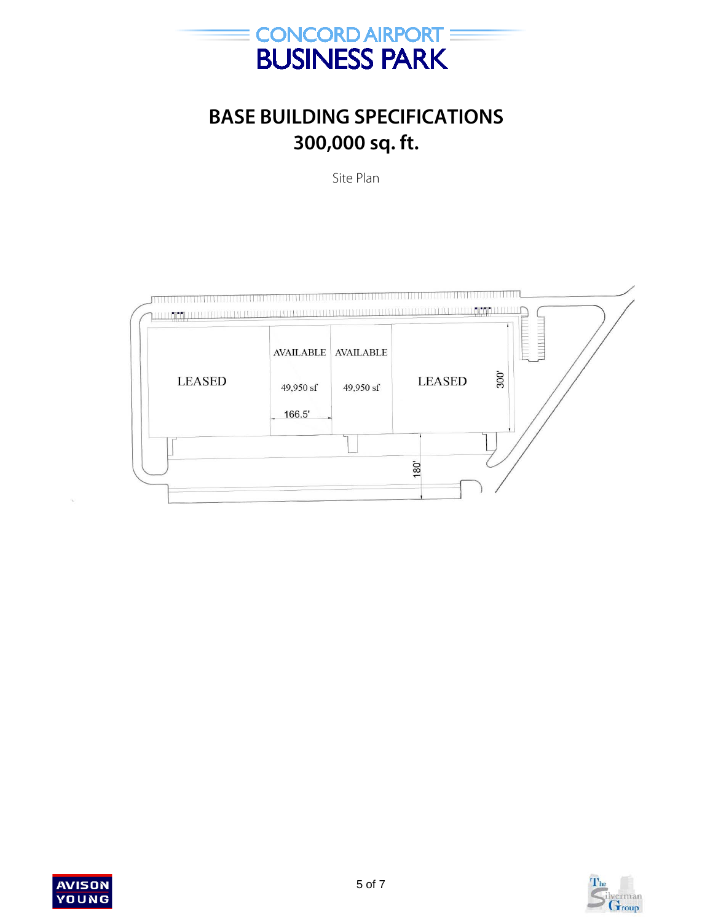# CONCORD AIRPORT BUSINESS PARK

## BASE BUILDING SPECIFICATIONS
## 300,000 sq. ft.

Site Plan

LEASED

AVAILABLE

49,950 sf

166.5'

AVAILABLE

49,950 sf

LEASED

300'

180'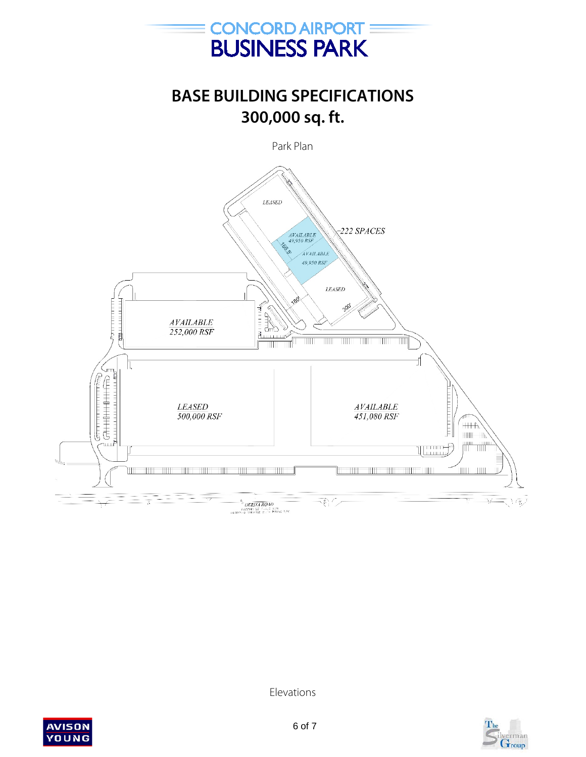# CONCORD AIRPORT BUSINESS PARK

## BASE BUILDING SPECIFICATIONS
## 300,000 sq. ft.

Park Plan

LEASED

AVAILABLE 49,950 RSF

AVAILABLE 49,950 RSF

222 SPACES

166.5'

LEASED

180'

300'

AVAILABLE 252,000 RSF

LEASED 500,000 RSF

AVAILABLE 451,080 RSF

DERITA ROAD

Elevations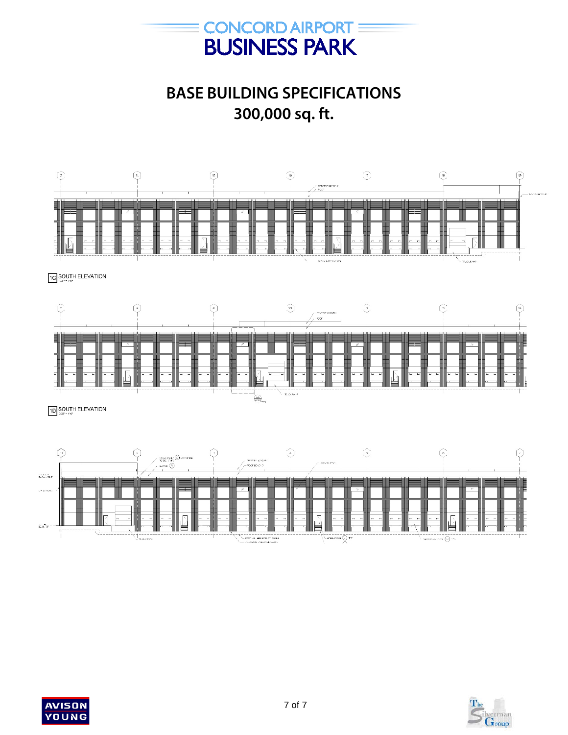# CONCORD AIRPORT BUSINESS PARK

## BASE BUILDING SPECIFICATIONS
## 300,000 sq. ft.

1C SOUTH ELEVATION
3/32" = 1'-0"

1D SOUTH ELEVATION
3/32" = 1'-0"